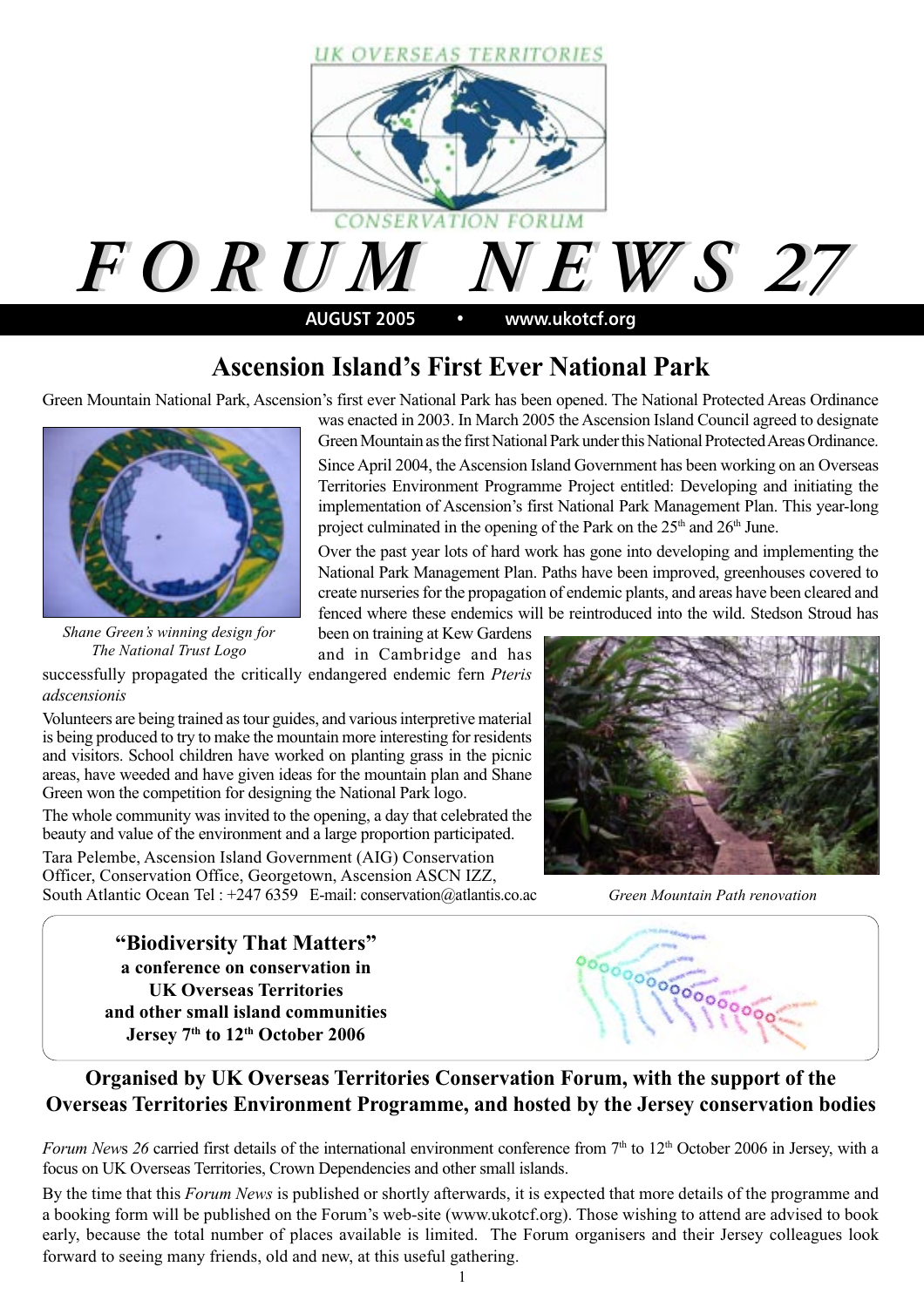UK OVERSEAS TERRITORIES CONSERVATION FORUM

# FORUM NEWS 27

**AUGUST 2005 • www.ukotcf.org**

## Ascension Island's First Ever National Park

Green Mountain National Park, Ascension's first ever National Park has been opened. The National Protected Areas Ordinance was enacted in 2003. In March 2005 the Ascension Island Council agreed to designate Green Mountain as the first National Park under this National Protected Areas Ordinance.

*Shane Green's winning design for The National Trust Logo*

Since April 2004, the Ascension Island Government has been working on an Overseas Territories Environment Programme Project entitled: Developing and initiating the implementation of Ascension's first National Park Management Plan. This year-long project culminated in the opening of the Park on the 25th and 26th June.

Over the past year lots of hard work has gone into developing and implementing the National Park Management Plan. Paths have been improved, greenhouses covered to create nurseries for the propagation of endemic plants, and areas have been cleared and fenced where these endemics will be reintroduced into the wild. Stedson Stroud has been on training at Kew Gardens and in Cambridge and has successfully propagated the critically endangered endemic fern *Pteris adscensionis*

Volunteers are being trained as tour guides, and various interpretive material is being produced to try to make the mountain more interesting for residents and visitors. School children have worked on planting grass in the picnic areas, have weeded and have given ideas for the mountain plan and Shane Green won the competition for designing the National Park logo.

The whole community was invited to the opening, a day that celebrated the beauty and value of the environment and a large proportion participated.

Tara Pelembe, Ascension Island Government (AIG) Conservation Officer, Conservation Office, Georgetown, Ascension ASCN IZZ, South Atlantic Ocean Tel : +247 6359 E-mail: conservation@atlantis.co.ac

*Green Mountain Path renovation*

**"Biodiversity That Matters"**
**a conference on conservation in UK Overseas Territories and other small island communities**
**Jersey 7th to 12th October 2006**

### Organised by UK Overseas Territories Conservation Forum, with the support of the Overseas Territories Environment Programme, and hosted by the Jersey conservation bodies

*Forum News 26* carried first details of the international environment conference from 7th to 12th October 2006 in Jersey, with a focus on UK Overseas Territories, Crown Dependencies and other small islands.

By the time that this *Forum News* is published or shortly afterwards, it is expected that more details of the programme and a booking form will be published on the Forum's web-site (www.ukotcf.org). Those wishing to attend are advised to book early, because the total number of places available is limited. The Forum organisers and their Jersey colleagues look forward to seeing many friends, old and new, at this useful gathering.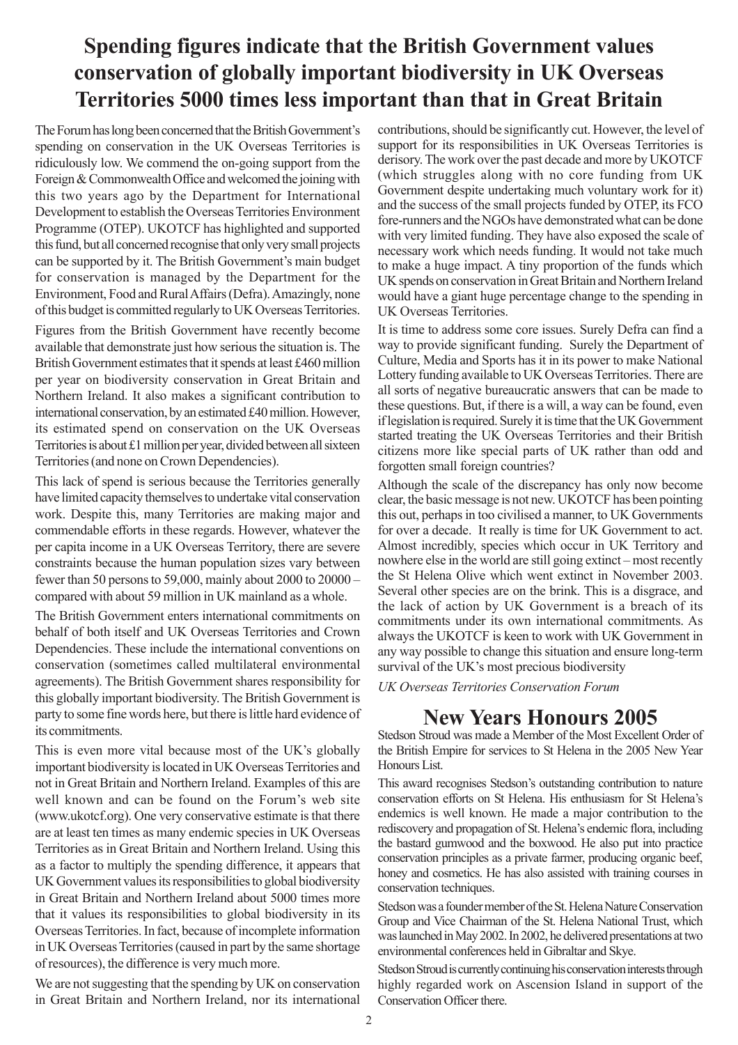# Spending figures indicate that the British Government values conservation of globally important biodiversity in UK Overseas Territories 5000 times less important than that in Great Britain

The Forum has long been concerned that the British Government's spending on conservation in the UK Overseas Territories is ridiculously low. We commend the on-going support from the Foreign & Commonwealth Office and welcomed the joining with this two years ago by the Department for International Development to establish the Overseas Territories Environment Programme (OTEP). UKOTCF has highlighted and supported this fund, but all concerned recognise that only very small projects can be supported by it. The British Government's main budget for conservation is managed by the Department for the Environment, Food and Rural Affairs (Defra). Amazingly, none of this budget is committed regularly to UK Overseas Territories.

Figures from the British Government have recently become available that demonstrate just how serious the situation is. The British Government estimates that it spends at least £460 million per year on biodiversity conservation in Great Britain and Northern Ireland. It also makes a significant contribution to international conservation, by an estimated £40 million. However, its estimated spend on conservation on the UK Overseas Territories is about £1 million per year, divided between all sixteen Territories (and none on Crown Dependencies).

This lack of spend is serious because the Territories generally have limited capacity themselves to undertake vital conservation work. Despite this, many Territories are making major and commendable efforts in these regards. However, whatever the per capita income in a UK Overseas Territory, there are severe constraints because the human population sizes vary between fewer than 50 persons to 59,000, mainly about 2000 to 20000 – compared with about 59 million in UK mainland as a whole.

The British Government enters international commitments on behalf of both itself and UK Overseas Territories and Crown Dependencies. These include the international conventions on conservation (sometimes called multilateral environmental agreements). The British Government shares responsibility for this globally important biodiversity. The British Government is party to some fine words here, but there is little hard evidence of its commitments.

This is even more vital because most of the UK's globally important biodiversity is located in UK Overseas Territories and not in Great Britain and Northern Ireland. Examples of this are well known and can be found on the Forum's web site (www.ukotcf.org). One very conservative estimate is that there are at least ten times as many endemic species in UK Overseas Territories as in Great Britain and Northern Ireland. Using this as a factor to multiply the spending difference, it appears that UK Government values its responsibilities to global biodiversity in Great Britain and Northern Ireland about 5000 times more that it values its responsibilities to global biodiversity in its Overseas Territories. In fact, because of incomplete information in UK Overseas Territories (caused in part by the same shortage of resources), the difference is very much more.

We are not suggesting that the spending by UK on conservation in Great Britain and Northern Ireland, nor its international contributions, should be significantly cut. However, the level of support for its responsibilities in UK Overseas Territories is derisory. The work over the past decade and more by UKOTCF (which struggles along with no core funding from UK Government despite undertaking much voluntary work for it) and the success of the small projects funded by OTEP, its FCO fore-runners and the NGOs have demonstrated what can be done with very limited funding. They have also exposed the scale of necessary work which needs funding. It would not take much to make a huge impact. A tiny proportion of the funds which UK spends on conservation in Great Britain and Northern Ireland would have a giant huge percentage change to the spending in UK Overseas Territories.

It is time to address some core issues. Surely Defra can find a way to provide significant funding. Surely the Department of Culture, Media and Sports has it in its power to make National Lottery funding available to UK Overseas Territories. There are all sorts of negative bureaucratic answers that can be made to these questions. But, if there is a will, a way can be found, even if legislation is required. Surely it is time that the UK Government started treating the UK Overseas Territories and their British citizens more like special parts of UK rather than odd and forgotten small foreign countries?

Although the scale of the discrepancy has only now become clear, the basic message is not new. UKOTCF has been pointing this out, perhaps in too civilised a manner, to UK Governments for over a decade. It really is time for UK Government to act. Almost incredibly, species which occur in UK Territory and nowhere else in the world are still going extinct – most recently the St Helena Olive which went extinct in November 2003. Several other species are on the brink. This is a disgrace, and the lack of action by UK Government is a breach of its commitments under its own international commitments. As always the UKOTCF is keen to work with UK Government in any way possible to change this situation and ensure long-term survival of the UK's most precious biodiversity

*UK Overseas Territories Conservation Forum*

## New Years Honours 2005

Stedson Stroud was made a Member of the Most Excellent Order of the British Empire for services to St Helena in the 2005 New Year Honours List.

This award recognises Stedson's outstanding contribution to nature conservation efforts on St Helena. His enthusiasm for St Helena's endemics is well known. He made a major contribution to the rediscovery and propagation of St. Helena's endemic flora, including the bastard gumwood and the boxwood. He also put into practice conservation principles as a private farmer, producing organic beef, honey and cosmetics. He has also assisted with training courses in conservation techniques.

Stedson was a founder member of the St. Helena Nature Conservation Group and Vice Chairman of the St. Helena National Trust, which was launched in May 2002. In 2002, he delivered presentations at two environmental conferences held in Gibraltar and Skye.

Stedson Stroud is currently continuing his conservation interests through highly regarded work on Ascension Island in support of the Conservation Officer there.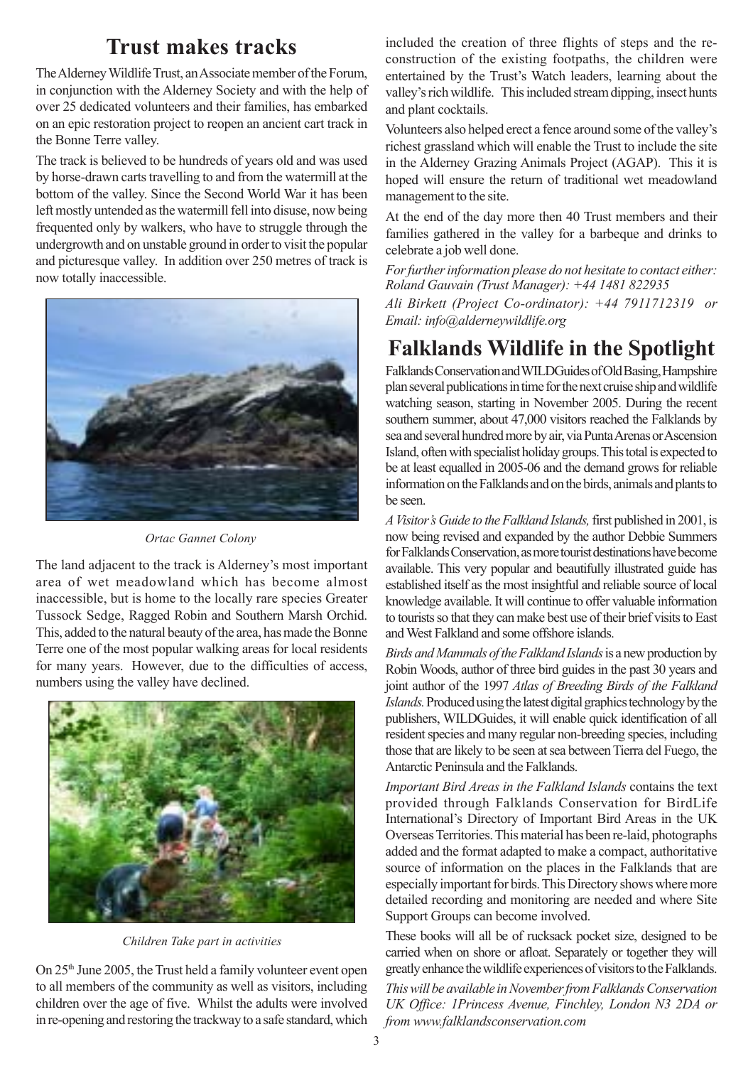# Trust makes tracks

The Alderney Wildlife Trust, an Associate member of the Forum, in conjunction with the Alderney Society and with the help of over 25 dedicated volunteers and their families, has embarked on an epic restoration project to reopen an ancient cart track in the Bonne Terre valley.

The track is believed to be hundreds of years old and was used by horse-drawn carts travelling to and from the watermill at the bottom of the valley. Since the Second World War it has been left mostly untended as the watermill fell into disuse, now being frequented only by walkers, who have to struggle through the undergrowth and on unstable ground in order to visit the popular and picturesque valley. In addition over 250 metres of track is now totally inaccessible.

*Ortac Gannet Colony*

The land adjacent to the track is Alderney's most important area of wet meadowland which has become almost inaccessible, but is home to the locally rare species Greater Tussock Sedge, Ragged Robin and Southern Marsh Orchid. This, added to the natural beauty of the area, has made the Bonne Terre one of the most popular walking areas for local residents for many years. However, due to the difficulties of access, numbers using the valley have declined.

*Children Take part in activities*

On 25th June 2005, the Trust held a family volunteer event open to all members of the community as well as visitors, including children over the age of five. Whilst the adults were involved in re-opening and restoring the trackway to a safe standard, which included the creation of three flights of steps and the re-construction of the existing footpaths, the children were entertained by the Trust's Watch leaders, learning about the valley's rich wildlife. This included stream dipping, insect hunts and plant cocktails.

Volunteers also helped erect a fence around some of the valley's richest grassland which will enable the Trust to include the site in the Alderney Grazing Animals Project (AGAP). This it is hoped will ensure the return of traditional wet meadowland management to the site.

At the end of the day more then 40 Trust members and their families gathered in the valley for a barbeque and drinks to celebrate a job well done.

*For further information please do not hesitate to contact either: Roland Gauvain (Trust Manager): +44 1481 822935*

*Ali Birkett (Project Co-ordinator): +44 7911712319 or Email: info@alderneywildlife.org*

# Falklands Wildlife in the Spotlight

Falklands Conservation and WILDGuides of Old Basing, Hampshire plan several publications in time for the next cruise ship and wildlife watching season, starting in November 2005. During the recent southern summer, about 47,000 visitors reached the Falklands by sea and several hundred more by air, via Punta Arenas or Ascension Island, often with specialist holiday groups. This total is expected to be at least equalled in 2005-06 and the demand grows for reliable information on the Falklands and on the birds, animals and plants to be seen.

*A Visitor's Guide to the Falkland Islands,* first published in 2001, is now being revised and expanded by the author Debbie Summers for Falklands Conservation, as more tourist destinations have become available. This very popular and beautifully illustrated guide has established itself as the most insightful and reliable source of local knowledge available. It will continue to offer valuable information to tourists so that they can make best use of their brief visits to East and West Falkland and some offshore islands.

*Birds and Mammals of the Falkland Islands* is a new production by Robin Woods, author of three bird guides in the past 30 years and joint author of the 1997 *Atlas of Breeding Birds of the Falkland Islands.* Produced using the latest digital graphics technology by the publishers, WILDGuides, it will enable quick identification of all resident species and many regular non-breeding species, including those that are likely to be seen at sea between Tierra del Fuego, the Antarctic Peninsula and the Falklands.

*Important Bird Areas in the Falkland Islands* contains the text provided through Falklands Conservation for BirdLife International's Directory of Important Bird Areas in the UK Overseas Territories. This material has been re-laid, photographs added and the format adapted to make a compact, authoritative source of information on the places in the Falklands that are especially important for birds. This Directory shows where more detailed recording and monitoring are needed and where Site Support Groups can become involved.

These books will all be of rucksack pocket size, designed to be carried when on shore or afloat. Separately or together they will greatly enhance the wildlife experiences of visitors to the Falklands.

*This will be available in November from Falklands Conservation UK Office: 1Princess Avenue, Finchley, London N3 2DA or from www.falklandsconservation.com*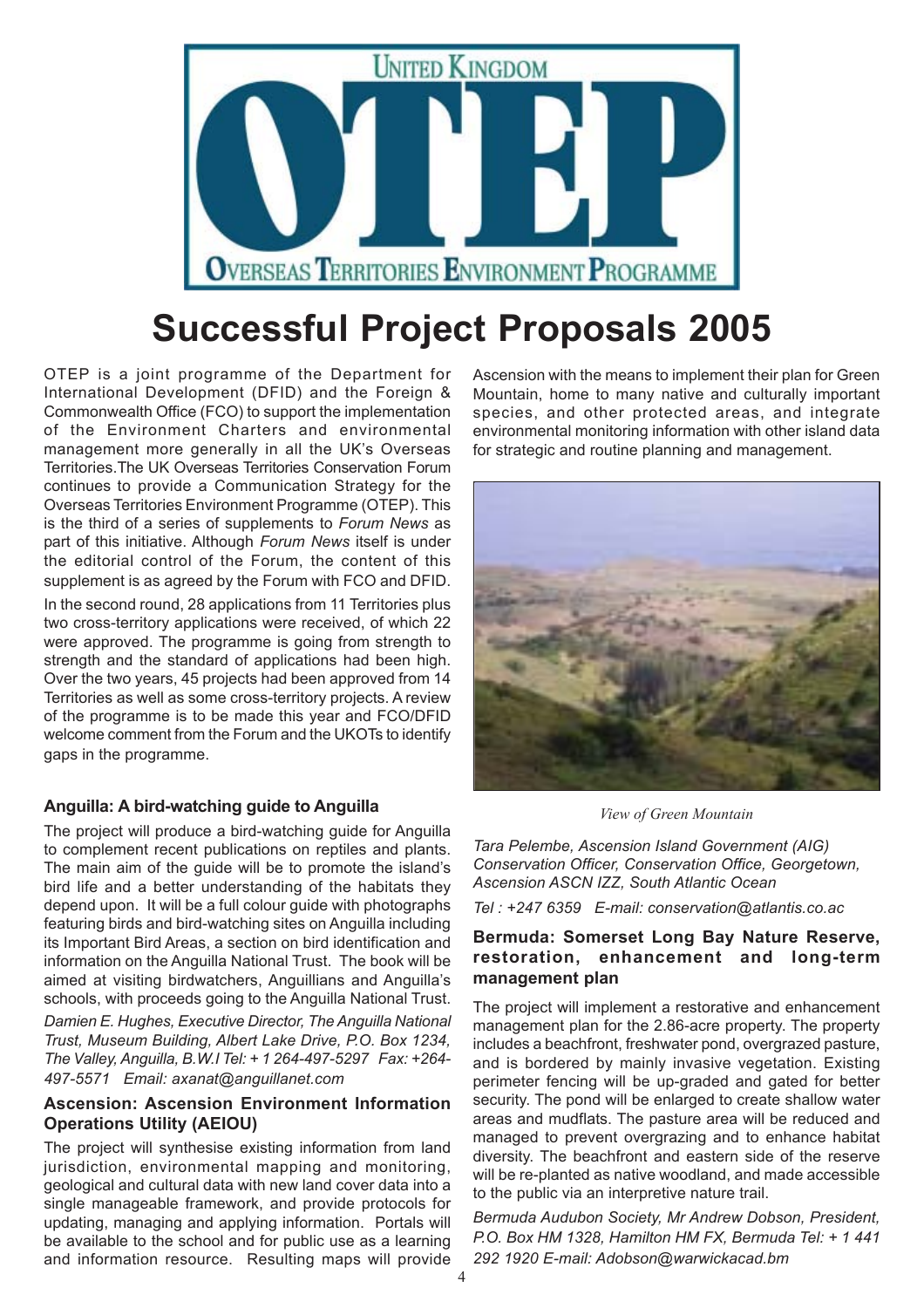# UNITED KINGDOM OTEP

## OVERSEAS TERRITORIES ENVIRONMENT PROGRAMME

# Successful Project Proposals 2005

OTEP is a joint programme of the Department for International Development (DFID) and the Foreign & Commonwealth Office (FCO) to support the implementation of the Environment Charters and environmental management more generally in all the UK's Overseas Territories.The UK Overseas Territories Conservation Forum continues to provide a Communication Strategy for the Overseas Territories Environment Programme (OTEP). This is the third of a series of supplements to *Forum News* as part of this initiative. Although *Forum News* itself is under the editorial control of the Forum, the content of this supplement is as agreed by the Forum with FCO and DFID.

In the second round, 28 applications from 11 Territories plus two cross-territory applications were received, of which 22 were approved. The programme is going from strength to strength and the standard of applications had been high. Over the two years, 45 projects had been approved from 14 Territories as well as some cross-territory projects. A review of the programme is to be made this year and FCO/DFID welcome comment from the Forum and the UKOTs to identify gaps in the programme.

### Anguilla: A bird-watching guide to Anguilla

The project will produce a bird-watching guide for Anguilla to complement recent publications on reptiles and plants. The main aim of the guide will be to promote the island's bird life and a better understanding of the habitats they depend upon. It will be a full colour guide with photographs featuring birds and bird-watching sites on Anguilla including its Important Bird Areas, a section on bird identification and information on the Anguilla National Trust. The book will be aimed at visiting birdwatchers, Anguillians and Anguilla's schools, with proceeds going to the Anguilla National Trust.

*Damien E. Hughes, Executive Director, The Anguilla National Trust, Museum Building, Albert Lake Drive, P.O. Box 1234, The Valley, Anguilla, B.W.I Tel: + 1 264-497-5297 Fax: +264-497-5571 Email: axanat@anguillanet.com*

### Ascension: Ascension Environment Information Operations Utility (AEIOU)

The project will synthesise existing information from land jurisdiction, environmental mapping and monitoring, geological and cultural data with new land cover data into a single manageable framework, and provide protocols for updating, managing and applying information. Portals will be available to the school and for public use as a learning and information resource. Resulting maps will provide Ascension with the means to implement their plan for Green Mountain, home to many native and culturally important species, and other protected areas, and integrate environmental monitoring information with other island data for strategic and routine planning and management.

*View of Green Mountain*

*Tara Pelembe, Ascension Island Government (AIG) Conservation Officer, Conservation Office, Georgetown, Ascension ASCN IZZ, South Atlantic Ocean*

*Tel : +247 6359 E-mail: conservation@atlantis.co.ac*

### Bermuda: Somerset Long Bay Nature Reserve, restoration, enhancement and long-term management plan

The project will implement a restorative and enhancement management plan for the 2.86-acre property. The property includes a beachfront, freshwater pond, overgrazed pasture, and is bordered by mainly invasive vegetation. Existing perimeter fencing will be up-graded and gated for better security. The pond will be enlarged to create shallow water areas and mudflats. The pasture area will be reduced and managed to prevent overgrazing and to enhance habitat diversity. The beachfront and eastern side of the reserve will be re-planted as native woodland, and made accessible to the public via an interpretive nature trail.

*Bermuda Audubon Society, Mr Andrew Dobson, President, P.O. Box HM 1328, Hamilton HM FX, Bermuda Tel: + 1 441 292 1920 E-mail: Adobson@warwickacad.bm*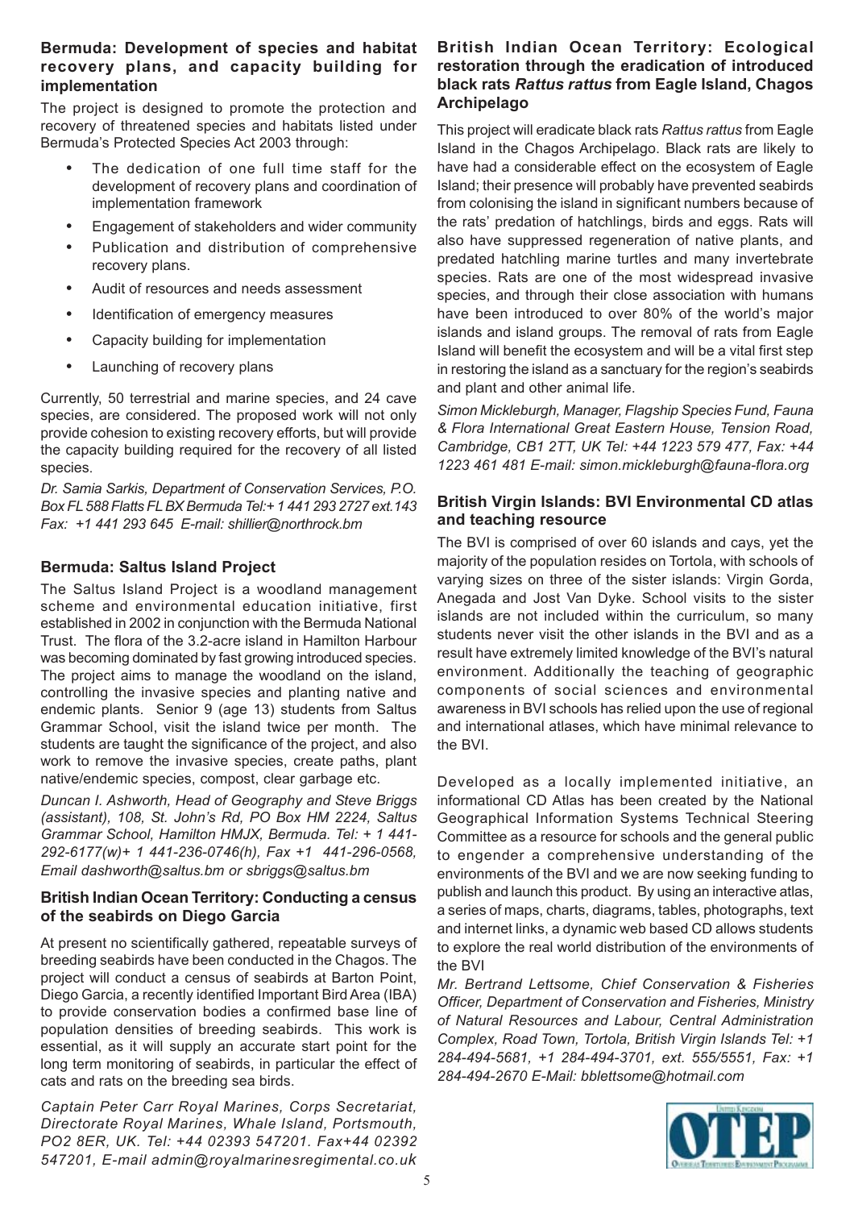### Bermuda: Development of species and habitat recovery plans, and capacity building for implementation

The project is designed to promote the protection and recovery of threatened species and habitats listed under Bermuda's Protected Species Act 2003 through:

- The dedication of one full time staff for the development of recovery plans and coordination of implementation framework
- Engagement of stakeholders and wider community
- Publication and distribution of comprehensive recovery plans.
- Audit of resources and needs assessment
- Identification of emergency measures
- Capacity building for implementation
- Launching of recovery plans

Currently, 50 terrestrial and marine species, and 24 cave species, are considered. The proposed work will not only provide cohesion to existing recovery efforts, but will provide the capacity building required for the recovery of all listed species.

*Dr. Samia Sarkis, Department of Conservation Services, P.O. Box FL 588 Flatts FL BX Bermuda Tel:+ 1 441 293 2727 ext.143 Fax: +1 441 293 645 E-mail: shillier@northrock.bm*

### Bermuda: Saltus Island Project

The Saltus Island Project is a woodland management scheme and environmental education initiative, first established in 2002 in conjunction with the Bermuda National Trust. The flora of the 3.2-acre island in Hamilton Harbour was becoming dominated by fast growing introduced species. The project aims to manage the woodland on the island, controlling the invasive species and planting native and endemic plants. Senior 9 (age 13) students from Saltus Grammar School, visit the island twice per month. The students are taught the significance of the project, and also work to remove the invasive species, create paths, plant native/endemic species, compost, clear garbage etc.

*Duncan I. Ashworth, Head of Geography and Steve Briggs (assistant), 108, St. John's Rd, PO Box HM 2224, Saltus Grammar School, Hamilton HMJX, Bermuda. Tel: + 1 441-292-6177(w)+ 1 441-236-0746(h), Fax +1 441-296-0568, Email dashworth@saltus.bm or sbriggs@saltus.bm*

### British Indian Ocean Territory: Conducting a census of the seabirds on Diego Garcia

At present no scientifically gathered, repeatable surveys of breeding seabirds have been conducted in the Chagos. The project will conduct a census of seabirds at Barton Point, Diego Garcia, a recently identified Important Bird Area (IBA) to provide conservation bodies a confirmed base line of population densities of breeding seabirds. This work is essential, as it will supply an accurate start point for the long term monitoring of seabirds, in particular the effect of cats and rats on the breeding sea birds.

*Captain Peter Carr Royal Marines, Corps Secretariat, Directorate Royal Marines, Whale Island, Portsmouth, PO2 8ER, UK. Tel: +44 02393 547201. Fax+44 02392 547201, E-mail admin@royalmarinesregimental.co.uk*

### British Indian Ocean Territory: Ecological restoration through the eradication of introduced black rats *Rattus rattus* from Eagle Island, Chagos Archipelago

This project will eradicate black rats *Rattus rattus* from Eagle Island in the Chagos Archipelago. Black rats are likely to have had a considerable effect on the ecosystem of Eagle Island; their presence will probably have prevented seabirds from colonising the island in significant numbers because of the rats' predation of hatchlings, birds and eggs. Rats will also have suppressed regeneration of native plants, and predated hatchling marine turtles and many invertebrate species. Rats are one of the most widespread invasive species, and through their close association with humans have been introduced to over 80% of the world's major islands and island groups. The removal of rats from Eagle Island will benefit the ecosystem and will be a vital first step in restoring the island as a sanctuary for the region's seabirds and plant and other animal life.

*Simon Mickleburgh, Manager, Flagship Species Fund, Fauna & Flora International Great Eastern House, Tension Road, Cambridge, CB1 2TT, UK Tel: +44 1223 579 477, Fax: +44 1223 461 481 E-mail: simon.mickleburgh@fauna-flora.org*

### British Virgin Islands: BVI Environmental CD atlas and teaching resource

The BVI is comprised of over 60 islands and cays, yet the majority of the population resides on Tortola, with schools of varying sizes on three of the sister islands: Virgin Gorda, Anegada and Jost Van Dyke. School visits to the sister islands are not included within the curriculum, so many students never visit the other islands in the BVI and as a result have extremely limited knowledge of the BVI's natural environment. Additionally the teaching of geographic components of social sciences and environmental awareness in BVI schools has relied upon the use of regional and international atlases, which have minimal relevance to the BVI.

Developed as a locally implemented initiative, an informational CD Atlas has been created by the National Geographical Information Systems Technical Steering Committee as a resource for schools and the general public to engender a comprehensive understanding of the environments of the BVI and we are now seeking funding to publish and launch this product. By using an interactive atlas, a series of maps, charts, diagrams, tables, photographs, text and internet links, a dynamic web based CD allows students to explore the real world distribution of the environments of the BVI

*Mr. Bertrand Lettsome, Chief Conservation & Fisheries Officer, Department of Conservation and Fisheries, Ministry of Natural Resources and Labour, Central Administration Complex, Road Town, Tortola, British Virgin Islands Tel: +1 284-494-5681, +1 284-494-3701, ext. 555/5551, Fax: +1 284-494-2670 E-Mail: bblettsome@hotmail.com*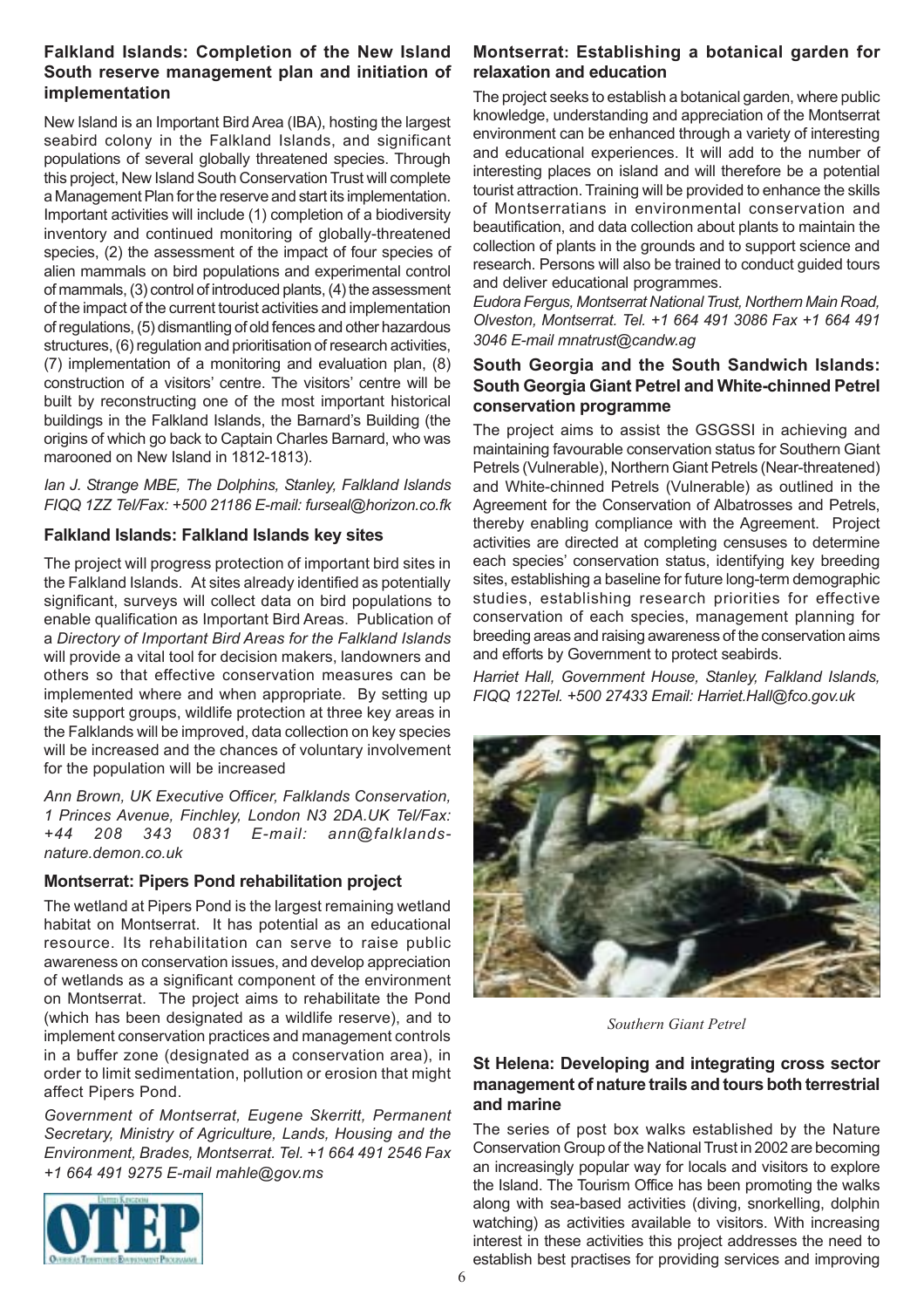### Falkland Islands: Completion of the New Island South reserve management plan and initiation of implementation

New Island is an Important Bird Area (IBA), hosting the largest seabird colony in the Falkland Islands, and significant populations of several globally threatened species. Through this project, New Island South Conservation Trust will complete a Management Plan for the reserve and start its implementation. Important activities will include (1) completion of a biodiversity inventory and continued monitoring of globally-threatened species, (2) the assessment of the impact of four species of alien mammals on bird populations and experimental control of mammals, (3) control of introduced plants, (4) the assessment of the impact of the current tourist activities and implementation of regulations, (5) dismantling of old fences and other hazardous structures, (6) regulation and prioritisation of research activities, (7) implementation of a monitoring and evaluation plan, (8) construction of a visitors' centre. The visitors' centre will be built by reconstructing one of the most important historical buildings in the Falkland Islands, the Barnard's Building (the origins of which go back to Captain Charles Barnard, who was marooned on New Island in 1812-1813).

*Ian J. Strange MBE, The Dolphins, Stanley, Falkland Islands FIQQ 1ZZ Tel/Fax: +500 21186 E-mail: furseal@horizon.co.fk*

### Falkland Islands: Falkland Islands key sites

The project will progress protection of important bird sites in the Falkland Islands. At sites already identified as potentially significant, surveys will collect data on bird populations to enable qualification as Important Bird Areas. Publication of a *Directory of Important Bird Areas for the Falkland Islands* will provide a vital tool for decision makers, landowners and others so that effective conservation measures can be implemented where and when appropriate. By setting up site support groups, wildlife protection at three key areas in the Falklands will be improved, data collection on key species will be increased and the chances of voluntary involvement for the population will be increased

*Ann Brown, UK Executive Officer, Falklands Conservation, 1 Princes Avenue, Finchley, London N3 2DA.UK Tel/Fax: +44 208 343 0831 E-mail: ann@falklands-nature.demon.co.uk*

### Montserrat: Pipers Pond rehabilitation project

The wetland at Pipers Pond is the largest remaining wetland habitat on Montserrat. It has potential as an educational resource. Its rehabilitation can serve to raise public awareness on conservation issues, and develop appreciation of wetlands as a significant component of the environment on Montserrat. The project aims to rehabilitate the Pond (which has been designated as a wildlife reserve), and to implement conservation practices and management controls in a buffer zone (designated as a conservation area), in order to limit sedimentation, pollution or erosion that might affect Pipers Pond.

*Government of Montserrat, Eugene Skerritt, Permanent Secretary, Ministry of Agriculture, Lands, Housing and the Environment, Brades, Montserrat. Tel. +1 664 491 2546 Fax +1 664 491 9275 E-mail mahle@gov.ms*

### Montserrat: Establishing a botanical garden for relaxation and education

The project seeks to establish a botanical garden, where public knowledge, understanding and appreciation of the Montserrat environment can be enhanced through a variety of interesting and educational experiences. It will add to the number of interesting places on island and will therefore be a potential tourist attraction. Training will be provided to enhance the skills of Montserratians in environmental conservation and beautification, and data collection about plants to maintain the collection of plants in the grounds and to support science and research. Persons will also be trained to conduct guided tours and deliver educational programmes.

*Eudora Fergus, Montserrat National Trust, Northern Main Road, Olveston, Montserrat. Tel. +1 664 491 3086 Fax +1 664 491 3046 E-mail mnatrust@candw.ag*

### South Georgia and the South Sandwich Islands: South Georgia Giant Petrel and White-chinned Petrel conservation programme

The project aims to assist the GSGSSI in achieving and maintaining favourable conservation status for Southern Giant Petrels (Vulnerable), Northern Giant Petrels (Near-threatened) and White-chinned Petrels (Vulnerable) as outlined in the Agreement for the Conservation of Albatrosses and Petrels, thereby enabling compliance with the Agreement. Project activities are directed at completing censuses to determine each species' conservation status, identifying key breeding sites, establishing a baseline for future long-term demographic studies, establishing research priorities for effective conservation of each species, management planning for breeding areas and raising awareness of the conservation aims and efforts by Government to protect seabirds.

*Harriet Hall, Government House, Stanley, Falkland Islands, FIQQ 122Tel. +500 27433 Email: Harriet.Hall@fco.gov.uk*

*Southern Giant Petrel*

### St Helena: Developing and integrating cross sector management of nature trails and tours both terrestrial and marine

The series of post box walks established by the Nature Conservation Group of the National Trust in 2002 are becoming an increasingly popular way for locals and visitors to explore the Island. The Tourism Office has been promoting the walks along with sea-based activities (diving, snorkelling, dolphin watching) as activities available to visitors. With increasing interest in these activities this project addresses the need to establish best practises for providing services and improving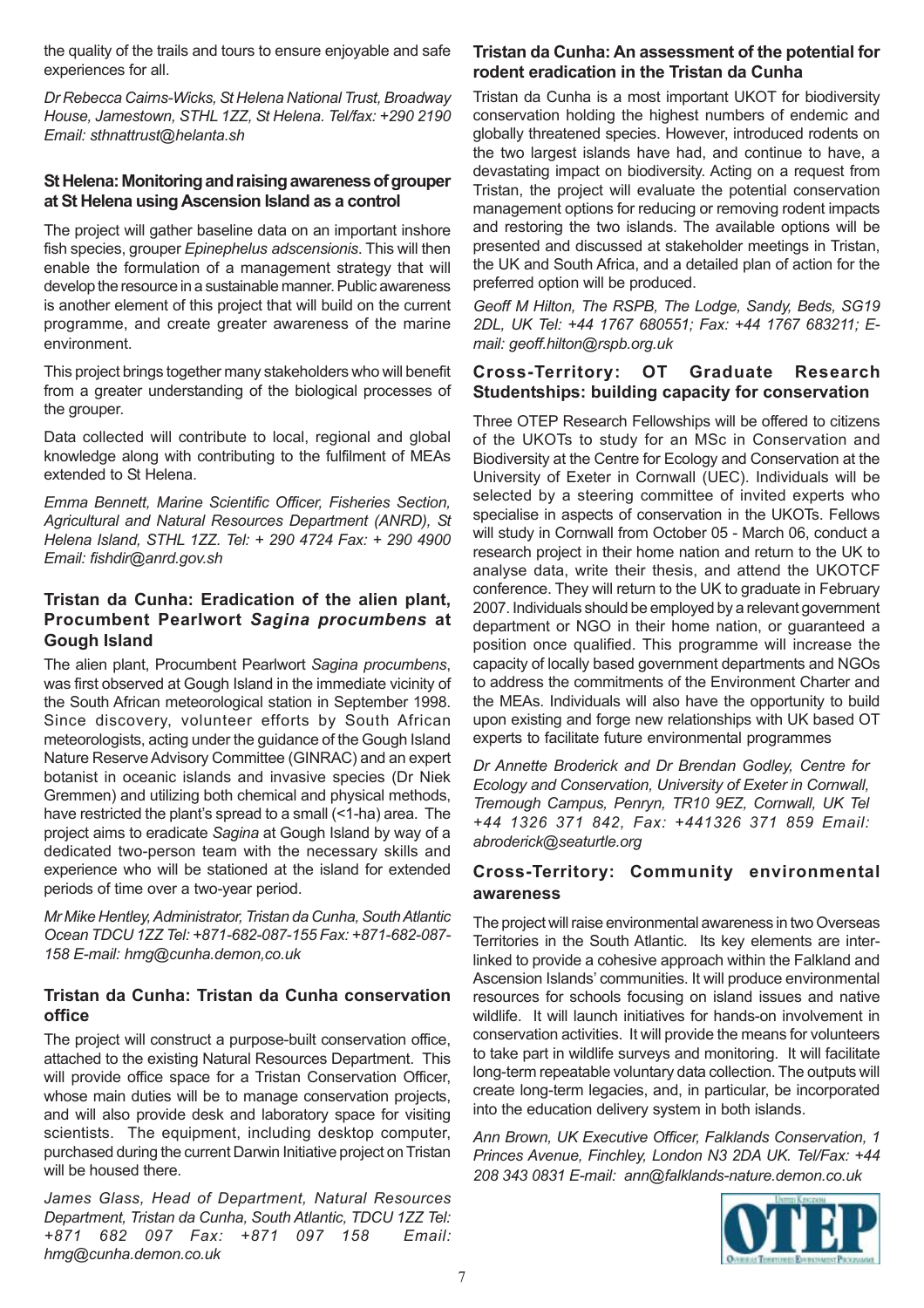the quality of the trails and tours to ensure enjoyable and safe experiences for all.

*Dr Rebecca Cairns-Wicks, St Helena National Trust, Broadway House, Jamestown, STHL 1ZZ, St Helena. Tel/fax: +290 2190 Email: sthnattrust@helanta.sh*

### St Helena: Monitoring and raising awareness of grouper at St Helena using Ascension Island as a control

The project will gather baseline data on an important inshore fish species, grouper *Epinephelus adscensionis*. This will then enable the formulation of a management strategy that will develop the resource in a sustainable manner. Public awareness is another element of this project that will build on the current programme, and create greater awareness of the marine environment.

This project brings together many stakeholders who will benefit from a greater understanding of the biological processes of the grouper.

Data collected will contribute to local, regional and global knowledge along with contributing to the fulfilment of MEAs extended to St Helena.

*Emma Bennett, Marine Scientific Officer, Fisheries Section, Agricultural and Natural Resources Department (ANRD), St Helena Island, STHL 1ZZ. Tel: + 290 4724 Fax: + 290 4900 Email: fishdir@anrd.gov.sh*

### Tristan da Cunha: Eradication of the alien plant, Procumbent Pearlwort *Sagina procumbens* at Gough Island

The alien plant, Procumbent Pearlwort *Sagina procumbens*, was first observed at Gough Island in the immediate vicinity of the South African meteorological station in September 1998. Since discovery, volunteer efforts by South African meteorologists, acting under the guidance of the Gough Island Nature Reserve Advisory Committee (GINRAC) and an expert botanist in oceanic islands and invasive species (Dr Niek Gremmen) and utilizing both chemical and physical methods, have restricted the plant's spread to a small (<1-ha) area. The project aims to eradicate *Sagina* at Gough Island by way of a dedicated two-person team with the necessary skills and experience who will be stationed at the island for extended periods of time over a two-year period.

*Mr Mike Hentley, Administrator, Tristan da Cunha, South Atlantic Ocean TDCU 1ZZ Tel: +871-682-087-155 Fax: +871-682-087-158 E-mail: hmg@cunha.demon,co.uk*

### Tristan da Cunha: Tristan da Cunha conservation office

The project will construct a purpose-built conservation office, attached to the existing Natural Resources Department. This will provide office space for a Tristan Conservation Officer, whose main duties will be to manage conservation projects, and will also provide desk and laboratory space for visiting scientists. The equipment, including desktop computer, purchased during the current Darwin Initiative project on Tristan will be housed there.

*James Glass, Head of Department, Natural Resources Department, Tristan da Cunha, South Atlantic, TDCU 1ZZ Tel: +871 682 097 Fax: +871 097 158 Email: hmg@cunha.demon.co.uk*

### Tristan da Cunha: An assessment of the potential for rodent eradication in the Tristan da Cunha

Tristan da Cunha is a most important UKOT for biodiversity conservation holding the highest numbers of endemic and globally threatened species. However, introduced rodents on the two largest islands have had, and continue to have, a devastating impact on biodiversity. Acting on a request from Tristan, the project will evaluate the potential conservation management options for reducing or removing rodent impacts and restoring the two islands. The available options will be presented and discussed at stakeholder meetings in Tristan, the UK and South Africa, and a detailed plan of action for the preferred option will be produced.

*Geoff M Hilton, The RSPB, The Lodge, Sandy, Beds, SG19 2DL, UK Tel: +44 1767 680551; Fax: +44 1767 683211; E-mail: geoff.hilton@rspb.org.uk*

### Cross-Territory: OT Graduate Research Studentships: building capacity for conservation

Three OTEP Research Fellowships will be offered to citizens of the UKOTs to study for an MSc in Conservation and Biodiversity at the Centre for Ecology and Conservation at the University of Exeter in Cornwall (UEC). Individuals will be selected by a steering committee of invited experts who specialise in aspects of conservation in the UKOTs. Fellows will study in Cornwall from October 05 - March 06, conduct a research project in their home nation and return to the UK to analyse data, write their thesis, and attend the UKOTCF conference. They will return to the UK to graduate in February 2007. Individuals should be employed by a relevant government department or NGO in their home nation, or guaranteed a position once qualified. This programme will increase the capacity of locally based government departments and NGOs to address the commitments of the Environment Charter and the MEAs. Individuals will also have the opportunity to build upon existing and forge new relationships with UK based OT experts to facilitate future environmental programmes

*Dr Annette Broderick and Dr Brendan Godley, Centre for Ecology and Conservation, University of Exeter in Cornwall, Tremough Campus, Penryn, TR10 9EZ, Cornwall, UK Tel +44 1326 371 842, Fax: +441326 371 859 Email: abroderick@seaturtle.org*

### Cross-Territory: Community environmental awareness

The project will raise environmental awareness in two Overseas Territories in the South Atlantic. Its key elements are inter-linked to provide a cohesive approach within the Falkland and Ascension Islands' communities. It will produce environmental resources for schools focusing on island issues and native wildlife. It will launch initiatives for hands-on involvement in conservation activities. It will provide the means for volunteers to take part in wildlife surveys and monitoring. It will facilitate long-term repeatable voluntary data collection. The outputs will create long-term legacies, and, in particular, be incorporated into the education delivery system in both islands.

*Ann Brown, UK Executive Officer, Falklands Conservation, 1 Princes Avenue, Finchley, London N3 2DA UK. Tel/Fax: +44 208 343 0831 E-mail: ann@falklands-nature.demon.co.uk*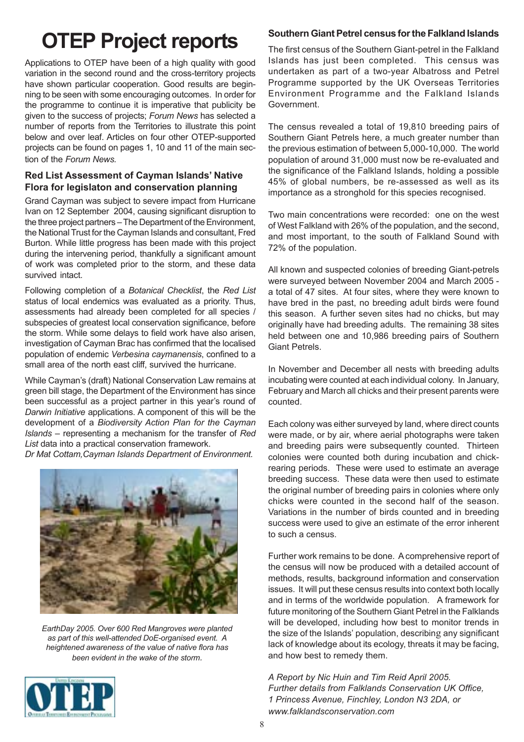# OTEP Project reports

Applications to OTEP have been of a high quality with good variation in the second round and the cross-territory projects have shown particular cooperation. Good results are beginning to be seen with some encouraging outcomes. In order for the programme to continue it is imperative that publicity be given to the success of projects; *Forum News* has selected a number of reports from the Territories to illustrate this point below and over leaf. Articles on four other OTEP-supported projects can be found on pages 1, 10 and 11 of the main section of the *Forum News.*

### Red List Assessment of Cayman Islands' Native Flora for legislaton and conservation planning

Grand Cayman was subject to severe impact from Hurricane Ivan on 12 September 2004, causing significant disruption to the three project partners – The Department of the Environment, the National Trust for the Cayman Islands and consultant, Fred Burton. While little progress has been made with this project during the intervening period, thankfully a significant amount of work was completed prior to the storm, and these data survived intact.

Following completion of a *Botanical Checklist*, the *Red List* status of local endemics was evaluated as a priority. Thus, assessments had already been completed for all species / subspecies of greatest local conservation significance, before the storm. While some delays to field work have also arisen, investigation of Cayman Brac has confirmed that the localised population of endemic *Verbesina caymanensis*, confined to a small area of the north east cliff, survived the hurricane.

While Cayman's (draft) National Conservation Law remains at green bill stage, the Department of the Environment has since been successful as a project partner in this year's round of *Darwin Initiative* applications. A component of this will be the development of a *Biodiversity Action Plan for the Cayman Islands* – representing a mechanism for the transfer of *Red List* data into a practical conservation framework.

*Dr Mat Cottam,Cayman Islands Department of Environment.*

*EarthDay 2005. Over 600 Red Mangroves were planted as part of this well-attended DoE-organised event. A heightened awareness of the value of native flora has been evident in the wake of the storm.*

### Southern Giant Petrel census for the Falkland Islands

The first census of the Southern Giant-petrel in the Falkland Islands has just been completed. This census was undertaken as part of a two-year Albatross and Petrel Programme supported by the UK Overseas Territories Environment Programme and the Falkland Islands Government.

The census revealed a total of 19,810 breeding pairs of Southern Giant Petrels here, a much greater number than the previous estimation of between 5,000-10,000. The world population of around 31,000 must now be re-evaluated and the significance of the Falkland Islands, holding a possible 45% of global numbers, be re-assessed as well as its importance as a stronghold for this species recognised.

Two main concentrations were recorded: one on the west of West Falkland with 26% of the population, and the second, and most important, to the south of Falkland Sound with 72% of the population.

All known and suspected colonies of breeding Giant-petrels were surveyed between November 2004 and March 2005 - a total of 47 sites. At four sites, where they were known to have bred in the past, no breeding adult birds were found this season. A further seven sites had no chicks, but may originally have had breeding adults. The remaining 38 sites held between one and 10,986 breeding pairs of Southern Giant Petrels.

In November and December all nests with breeding adults incubating were counted at each individual colony. In January, February and March all chicks and their present parents were counted.

Each colony was either surveyed by land, where direct counts were made, or by air, where aerial photographs were taken and breeding pairs were subsequently counted. Thirteen colonies were counted both during incubation and chick-rearing periods. These were used to estimate an average breeding success. These data were then used to estimate the original number of breeding pairs in colonies where only chicks were counted in the second half of the season. Variations in the number of birds counted and in breeding success were used to give an estimate of the error inherent to such a census.

Further work remains to be done. A comprehensive report of the census will now be produced with a detailed account of methods, results, background information and conservation issues. It will put these census results into context both locally and in terms of the worldwide population. A framework for future monitoring of the Southern Giant Petrel in the Falklands will be developed, including how best to monitor trends in the size of the Islands' population, describing any significant lack of knowledge about its ecology, threats it may be facing, and how best to remedy them.

*A Report by Nic Huin and Tim Reid April 2005.*
*Further details from Falklands Conservation UK Office, 1 Princess Avenue, Finchley, London N3 2DA, or www.falklandsconservation.com*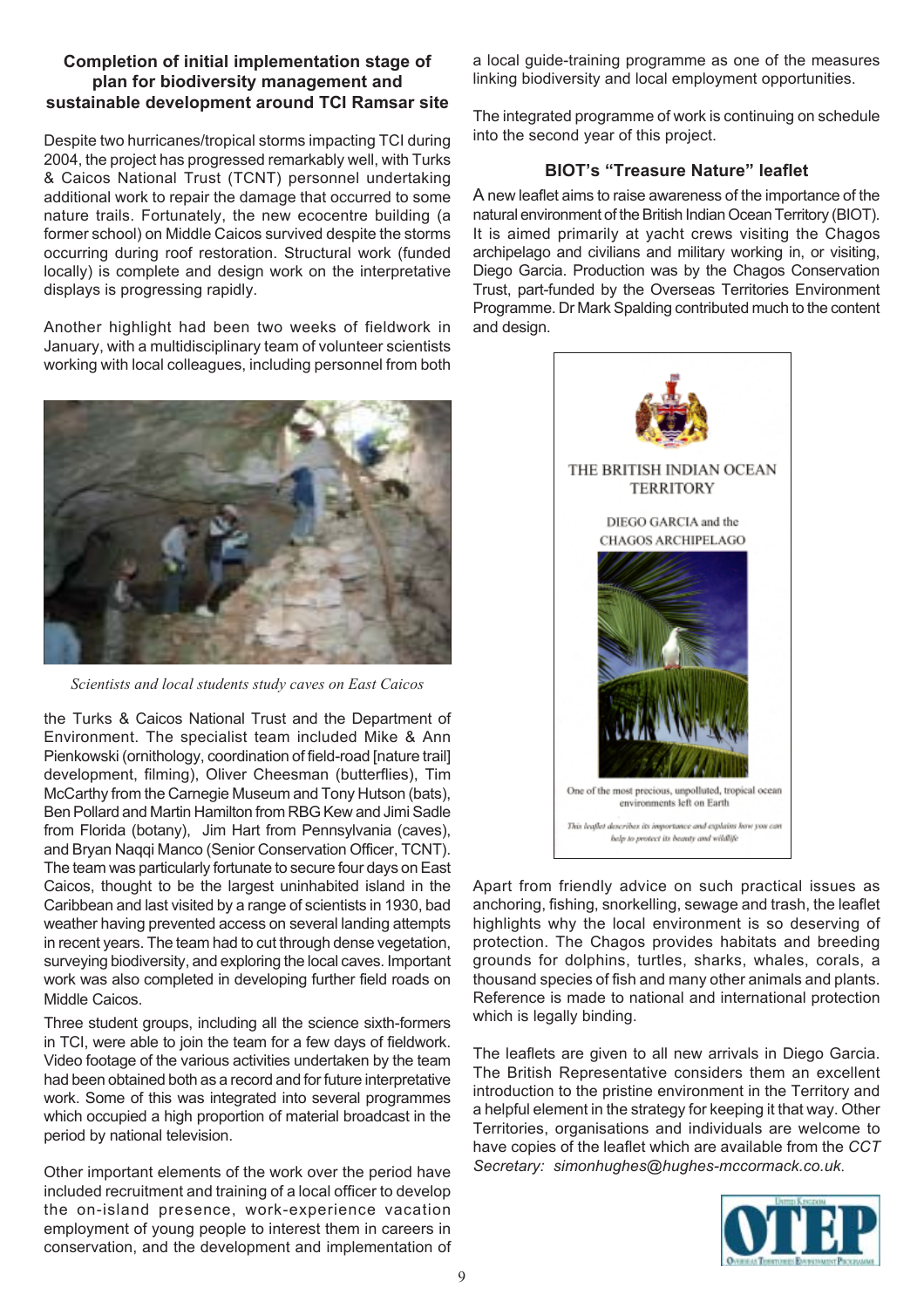### Completion of initial implementation stage of plan for biodiversity management and sustainable development around TCI Ramsar site

Despite two hurricanes/tropical storms impacting TCI during 2004, the project has progressed remarkably well, with Turks & Caicos National Trust (TCNT) personnel undertaking additional work to repair the damage that occurred to some nature trails. Fortunately, the new ecocentre building (a former school) on Middle Caicos survived despite the storms occurring during roof restoration. Structural work (funded locally) is complete and design work on the interpretative displays is progressing rapidly.

Another highlight had been two weeks of fieldwork in January, with a multidisciplinary team of volunteer scientists working with local colleagues, including personnel from both the Turks & Caicos National Trust and the Department of Environment. The specialist team included Mike & Ann Pienkowski (ornithology, coordination of field-road [nature trail] development, filming), Oliver Cheesman (butterflies), Tim McCarthy from the Carnegie Museum and Tony Hutson (bats), Ben Pollard and Martin Hamilton from RBG Kew and Jimi Sadle from Florida (botany), Jim Hart from Pennsylvania (caves), and Bryan Naqqi Manco (Senior Conservation Officer, TCNT). The team was particularly fortunate to secure four days on East Caicos, thought to be the largest uninhabited island in the Caribbean and last visited by a range of scientists in 1930, bad weather having prevented access on several landing attempts in recent years. The team had to cut through dense vegetation, surveying biodiversity, and exploring the local caves. Important work was also completed in developing further field roads on Middle Caicos.

*Scientists and local students study caves on East Caicos*

Three student groups, including all the science sixth-formers in TCI, were able to join the team for a few days of fieldwork. Video footage of the various activities undertaken by the team had been obtained both as a record and for future interpretative work. Some of this was integrated into several programmes which occupied a high proportion of material broadcast in the period by national television.

Other important elements of the work over the period have included recruitment and training of a local officer to develop the on-island presence, work-experience vacation employment of young people to interest them in careers in conservation, and the development and implementation of a local guide-training programme as one of the measures linking biodiversity and local employment opportunities.

The integrated programme of work is continuing on schedule into the second year of this project.

### BIOT's "Treasure Nature" leaflet

A new leaflet aims to raise awareness of the importance of the natural environment of the British Indian Ocean Territory (BIOT). It is aimed primarily at yacht crews visiting the Chagos archipelago and civilians and military working in, or visiting, Diego Garcia. Production was by the Chagos Conservation Trust, part-funded by the Overseas Territories Environment Programme. Dr Mark Spalding contributed much to the content and design.

THE BRITISH INDIAN OCEAN TERRITORY

DIEGO GARCIA and the CHAGOS ARCHIPELAGO

One of the most precious, unpolluted, tropical ocean environments left on Earth

*This leaflet describes its importance and explains how you can help to protect its beauty and wildlife*

Apart from friendly advice on such practical issues as anchoring, fishing, snorkelling, sewage and trash, the leaflet highlights why the local environment is so deserving of protection. The Chagos provides habitats and breeding grounds for dolphins, turtles, sharks, whales, corals, a thousand species of fish and many other animals and plants. Reference is made to national and international protection which is legally binding.

The leaflets are given to all new arrivals in Diego Garcia. The British Representative considers them an excellent introduction to the pristine environment in the Territory and a helpful element in the strategy for keeping it that way. Other Territories, organisations and individuals are welcome to have copies of the leaflet which are available from the *CCT Secretary: simonhughes@hughes-mccormack.co.uk.*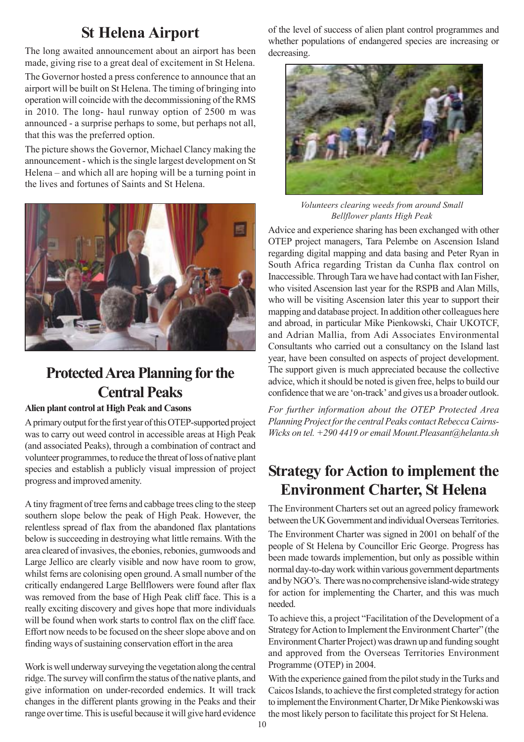## St Helena Airport

The long awaited announcement about an airport has been made, giving rise to a great deal of excitement in St Helena.

The Governor hosted a press conference to announce that an airport will be built on St Helena. The timing of bringing into operation will coincide with the decommissioning of the RMS in 2010. The long- haul runway option of 2500 m was announced - a surprise perhaps to some, but perhaps not all, that this was the preferred option.

The picture shows the Governor, Michael Clancy making the announcement - which is the single largest development on St Helena – and which all are hoping will be a turning point in the lives and fortunes of Saints and St Helena.

## Protected Area Planning for the Central Peaks

**Alien plant control at High Peak and Casons**

A primary output for the first year of this OTEP-supported project was to carry out weed control in accessible areas at High Peak (and associated Peaks), through a combination of contract and volunteer programmes, to reduce the threat of loss of native plant species and establish a publicly visual impression of project progress and improved amenity.

A tiny fragment of tree ferns and cabbage trees cling to the steep southern slope below the peak of High Peak. However, the relentless spread of flax from the abandoned flax plantations below is succeeding in destroying what little remains. With the area cleared of invasives, the ebonies, rebonies, gumwoods and Large Jellico are clearly visible and now have room to grow, whilst ferns are colonising open ground. A small number of the critically endangered Large Bellflowers were found after flax was removed from the base of High Peak cliff face. This is a really exciting discovery and gives hope that more individuals will be found when work starts to control flax on the cliff face. Effort now needs to be focused on the sheer slope above and on finding ways of sustaining conservation effort in the area

Work is well underway surveying the vegetation along the central ridge. The survey will confirm the status of the native plants, and give information on under-recorded endemics. It will track changes in the different plants growing in the Peaks and their range over time. This is useful because it will give hard evidence of the level of success of alien plant control programmes and whether populations of endangered species are increasing or decreasing.

*Volunteers clearing weeds from around Small Bellflower plants High Peak*

Advice and experience sharing has been exchanged with other OTEP project managers, Tara Pelembe on Ascension Island regarding digital mapping and data basing and Peter Ryan in South Africa regarding Tristan da Cunha flax control on Inaccessible. Through Tara we have had contact with Ian Fisher, who visited Ascension last year for the RSPB and Alan Mills, who will be visiting Ascension later this year to support their mapping and database project. In addition other colleagues here and abroad, in particular Mike Pienkowski, Chair UKOTCF, and Adrian Mallia, from Adi Associates Environmental Consultants who carried out a consultancy on the Island last year, have been consulted on aspects of project development. The support given is much appreciated because the collective advice, which it should be noted is given free, helps to build our confidence that we are 'on-track' and gives us a broader outlook.

*For further information about the OTEP Protected Area Planning Project for the central Peaks contact Rebecca Cairns-Wicks on tel. +290 4419 or email Mount.Pleasant@helanta.sh*

## Strategy for Action to implement the Environment Charter, St Helena

The Environment Charters set out an agreed policy framework between the UK Government and individual Overseas Territories.

The Environment Charter was signed in 2001 on behalf of the people of St Helena by Councillor Eric George. Progress has been made towards implemention, but only as possible within normal day-to-day work within various government departments and by NGO's. There was no comprehensive island-wide strategy for action for implementing the Charter, and this was much needed.

To achieve this, a project "Facilitation of the Development of a Strategy for Action to Implement the Environment Charter" (the Environment Charter Project) was drawn up and funding sought and approved from the Overseas Territories Environment Programme (OTEP) in 2004.

With the experience gained from the pilot study in the Turks and Caicos Islands, to achieve the first completed strategy for action to implement the Environment Charter, Dr Mike Pienkowski was the most likely person to facilitate this project for St Helena.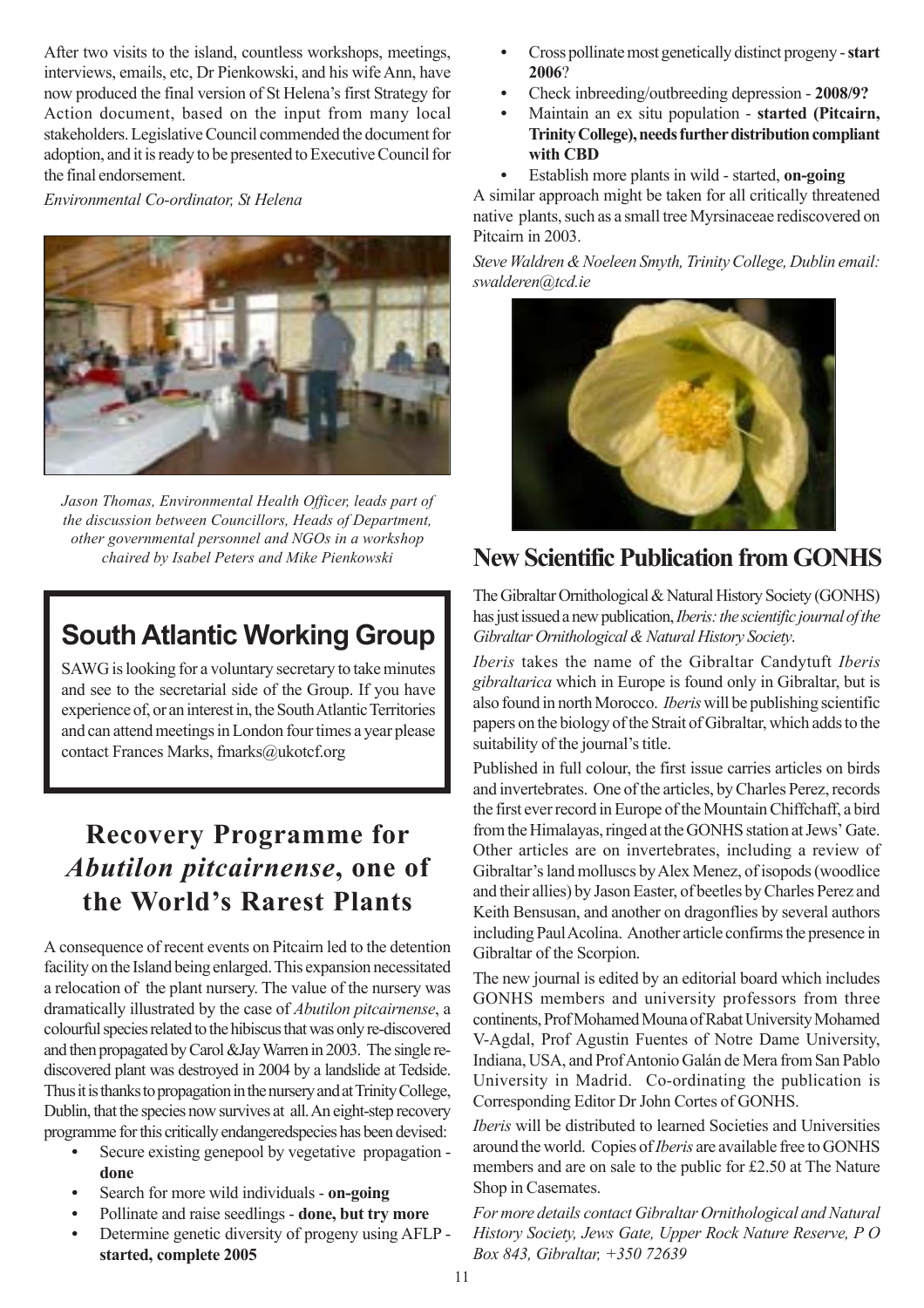After two visits to the island, countless workshops, meetings, interviews, emails, etc, Dr Pienkowski, and his wife Ann, have now produced the final version of St Helena's first Strategy for Action document, based on the input from many local stakeholders. Legislative Council commended the document for adoption, and it is ready to be presented to Executive Council for the final endorsement.

*Environmental Co-ordinator, St Helena*

*Jason Thomas, Environmental Health Officer, leads part of the discussion between Councillors, Heads of Department, other governmental personnel and NGOs in a workshop chaired by Isabel Peters and Mike Pienkowski*

## South Atlantic Working Group

SAWG is looking for a voluntary secretary to take minutes and see to the secretarial side of the Group. If you have experience of, or an interest in, the South Atlantic Territories and can attend meetings in London four times a year please contact Frances Marks, fmarks@ukotcf.org

## Recovery Programme for *Abutilon pitcairnense*, one of the World's Rarest Plants

A consequence of recent events on Pitcairn led to the detention facility on the Island being enlarged. This expansion necessitated a relocation of the plant nursery. The value of the nursery was dramatically illustrated by the case of *Abutilon pitcairnense*, a colourful species related to the hibiscus that was only re-discovered and then propagated by Carol &Jay Warren in 2003. The single re-discovered plant was destroyed in 2004 by a landslide at Tedside. Thus it is thanks to propagation in the nursery and at Trinity College, Dublin, that the species now survives at all. An eight-step recovery programme for this critically endangeredspecies has been devised:

- Secure existing genepool by vegetative propagation - **done**
- Search for more wild individuals - **on-going**
- Pollinate and raise seedlings - **done, but try more**
- Determine genetic diversity of progeny using AFLP - **started, complete 2005**
- Cross pollinate most genetically distinct progeny - **start 2006**?
- Check inbreeding/outbreeding depression - **2008/9?**
- Maintain an ex situ population - **started (Pitcairn, Trinity College), needs further distribution compliant with CBD**
- Establish more plants in wild - started, **on-going**

A similar approach might be taken for all critically threatened native plants, such as a small tree Myrsinaceae rediscovered on Pitcairn in 2003.

*Steve Waldren & Noeleen Smyth, Trinity College, Dublin email: swalderen@tcd.ie*

## New Scientific Publication from GONHS

The Gibraltar Ornithological & Natural History Society (GONHS) has just issued a new publication, *Iberis: the scientific journal of the Gibraltar Ornithological & Natural History Society*.

*Iberis* takes the name of the Gibraltar Candytuft *Iberis gibraltarica* which in Europe is found only in Gibraltar, but is also found in north Morocco. *Iberis* will be publishing scientific papers on the biology of the Strait of Gibraltar, which adds to the suitability of the journal's title.

Published in full colour, the first issue carries articles on birds and invertebrates. One of the articles, by Charles Perez, records the first ever record in Europe of the Mountain Chiffchaff, a bird from the Himalayas, ringed at the GONHS station at Jews' Gate. Other articles are on invertebrates, including a review of Gibraltar's land molluscs by Alex Menez, of isopods (woodlice and their allies) by Jason Easter, of beetles by Charles Perez and Keith Bensusan, and another on dragonflies by several authors including Paul Acolina. Another article confirms the presence in Gibraltar of the Scorpion.

The new journal is edited by an editorial board which includes GONHS members and university professors from three continents, Prof Mohamed Mouna of Rabat University Mohamed V-Agdal, Prof Agustin Fuentes of Notre Dame University, Indiana, USA, and Prof Antonio Galán de Mera from San Pablo University in Madrid. Co-ordinating the publication is Corresponding Editor Dr John Cortes of GONHS.

*Iberis* will be distributed to learned Societies and Universities around the world. Copies of *Iberis* are available free to GONHS members and are on sale to the public for £2.50 at The Nature Shop in Casemates.

*For more details contact Gibraltar Ornithological and Natural History Society, Jews Gate, Upper Rock Nature Reserve, P O Box 843, Gibraltar, +350 72639*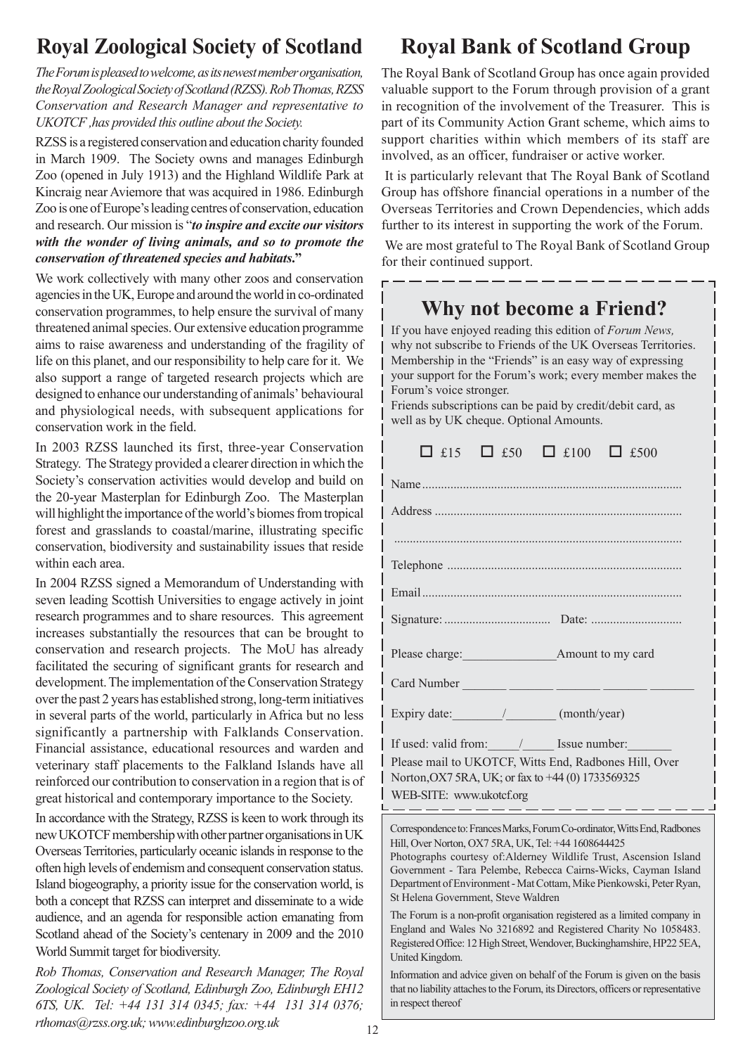## Royal Zoological Society of Scotland

*The Forum is pleased to welcome, as its newest member organisation, the Royal Zoological Society of Scotland (RZSS). Rob Thomas, RZSS Conservation and Research Manager and representative to UKOTCF ,has provided this outline about the Society.*

RZSS is a registered conservation and education charity founded in March 1909. The Society owns and manages Edinburgh Zoo (opened in July 1913) and the Highland Wildlife Park at Kincraig near Aviemore that was acquired in 1986. Edinburgh Zoo is one of Europe's leading centres of conservation, education and research. Our mission is "***to inspire and excite our visitors with the wonder of living animals, and so to promote the conservation of threatened species and habitats*.**"

We work collectively with many other zoos and conservation agencies in the UK, Europe and around the world in co-ordinated conservation programmes, to help ensure the survival of many threatened animal species. Our extensive education programme aims to raise awareness and understanding of the fragility of life on this planet, and our responsibility to help care for it. We also support a range of targeted research projects which are designed to enhance our understanding of animals' behavioural and physiological needs, with subsequent applications for conservation work in the field.

In 2003 RZSS launched its first, three-year Conservation Strategy. The Strategy provided a clearer direction in which the Society's conservation activities would develop and build on the 20-year Masterplan for Edinburgh Zoo. The Masterplan will highlight the importance of the world's biomes from tropical forest and grasslands to coastal/marine, illustrating specific conservation, biodiversity and sustainability issues that reside within each area.

In 2004 RZSS signed a Memorandum of Understanding with seven leading Scottish Universities to engage actively in joint research programmes and to share resources. This agreement increases substantially the resources that can be brought to conservation and research projects. The MoU has already facilitated the securing of significant grants for research and development. The implementation of the Conservation Strategy over the past 2 years has established strong, long-term initiatives in several parts of the world, particularly in Africa but no less significantly a partnership with Falklands Conservation. Financial assistance, educational resources and warden and veterinary staff placements to the Falkland Islands have all reinforced our contribution to conservation in a region that is of great historical and contemporary importance to the Society.

In accordance with the Strategy, RZSS is keen to work through its new UKOTCF membership with other partner organisations in UK Overseas Territories, particularly oceanic islands in response to the often high levels of endemism and consequent conservation status. Island biogeography, a priority issue for the conservation world, is both a concept that RZSS can interpret and disseminate to a wide audience, and an agenda for responsible action emanating from Scotland ahead of the Society's centenary in 2009 and the 2010 World Summit target for biodiversity.

*Rob Thomas, Conservation and Research Manager, The Royal Zoological Society of Scotland, Edinburgh Zoo, Edinburgh EH12 6TS, UK. Tel: +44 131 314 0345; fax: +44 131 314 0376; rthomas@rzss.org.uk; www.edinburghzoo.org.uk*

## Royal Bank of Scotland Group

The Royal Bank of Scotland Group has once again provided valuable support to the Forum through provision of a grant in recognition of the involvement of the Treasurer. This is part of its Community Action Grant scheme, which aims to support charities within which members of its staff are involved, as an officer, fundraiser or active worker.

It is particularly relevant that The Royal Bank of Scotland Group has offshore financial operations in a number of the Overseas Territories and Crown Dependencies, which adds further to its interest in supporting the work of the Forum.

We are most grateful to The Royal Bank of Scotland Group for their continued support.

## Why not become a Friend?

If you have enjoyed reading this edition of *Forum News,* why not subscribe to Friends of the UK Overseas Territories. Membership in the "Friends" is an easy way of expressing your support for the Forum's work; every member makes the Forum's voice stronger.
Friends subscriptions can be paid by credit/debit card, as well as by UK cheque. Optional Amounts.

☐ £15 ☐ £50 ☐ £100 ☐ £500

Name..................................................................................

Address ..............................................................................

..........................................................................................

Telephone ..........................................................................

Email..................................................................................

Signature: .................................. Date: .............................

Please charge:_______________Amount to my card

Card Number _______ _______ _______ _______ _______

Expiry date:________/________ (month/year)

If used: valid from:_____/_____ Issue number:_______

Please mail to UKOTCF, Witts End, Radbones Hill, Over Norton,OX7 5RA, UK; or fax to +44 (0) 1733569325

WEB-SITE: www.ukotcf.org

Correspondence to: Frances Marks, Forum Co-ordinator, Witts End, Radbones Hill, Over Norton, OX7 5RA, UK, Tel: +44 1608644425

Photographs courtesy of:Alderney Wildlife Trust, Ascension Island Government - Tara Pelembe, Rebecca Cairns-Wicks, Cayman Island Department of Environment - Mat Cottam, Mike Pienkowski, Peter Ryan, St Helena Government, Steve Waldren

The Forum is a non-profit organisation registered as a limited company in England and Wales No 3216892 and Registered Charity No 1058483. Registered Office: 12 High Street, Wendover, Buckinghamshire, HP22 5EA, United Kingdom.

Information and advice given on behalf of the Forum is given on the basis that no liability attaches to the Forum, its Directors, officers or representative in respect thereof